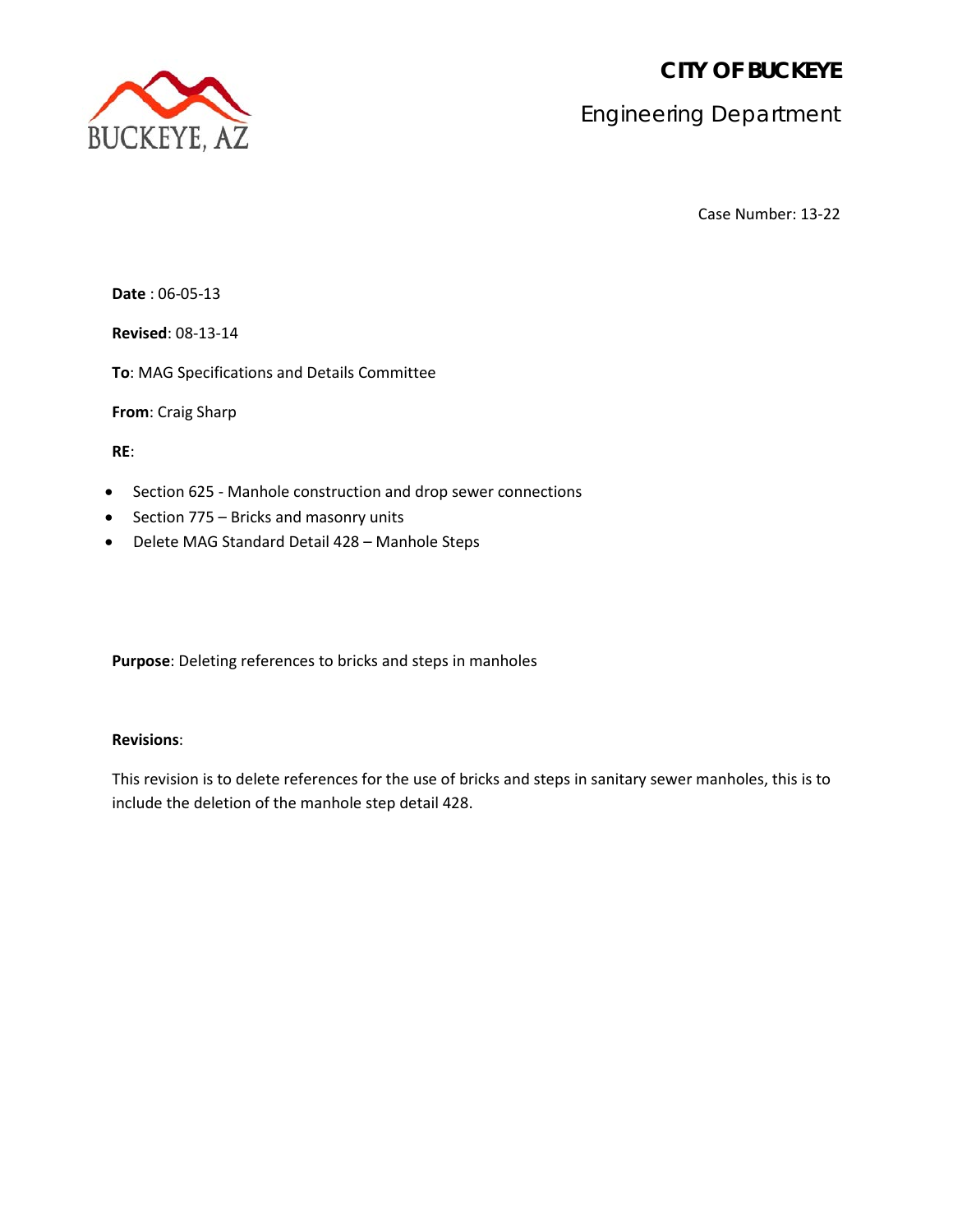BUCKEYE, AZ

# CITY OF BUCKEYE

## Engineering Department

Case Number: 13-22

**Date** : 06-05-13

**Revised**: 08-13-14

**To**: MAG Specifications and Details Committee

**From**: Craig Sharp

**RE**:

- Section 625 - Manhole construction and drop sewer connections
- Section 775 – Bricks and masonry units
- Delete MAG Standard Detail 428 – Manhole Steps

**Purpose**: Deleting references to bricks and steps in manholes

**Revisions**:

This revision is to delete references for the use of bricks and steps in sanitary sewer manholes, this is to include the deletion of the manhole step detail 428.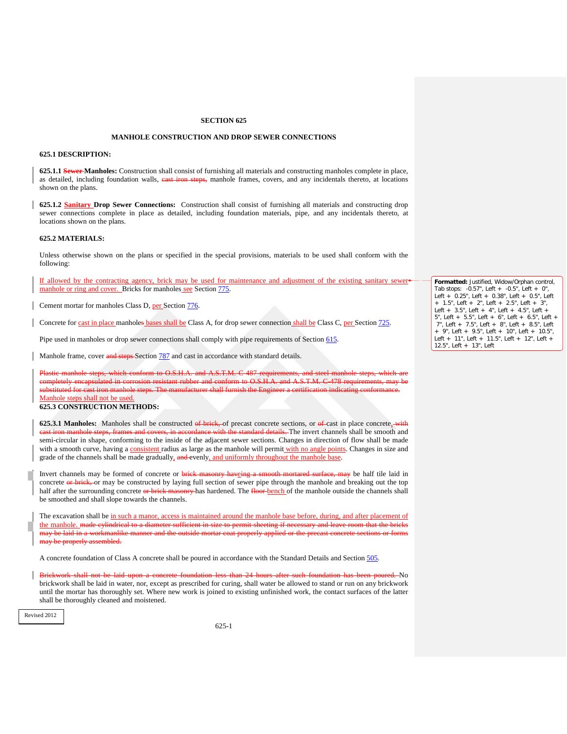**SECTION 625**

**MANHOLE CONSTRUCTION AND DROP SEWER CONNECTIONS**

**625.1 DESCRIPTION:**

**625.1.1 ~~Sewer~~ Manholes:** Construction shall consist of furnishing all materials and constructing manholes complete in place, as detailed, including foundation walls, ~~cast iron steps,~~ manhole frames, covers, and any incidentals thereto, at locations shown on the plans.

**625.1.2 Sanitary Drop Sewer Connections:** Construction shall consist of furnishing all materials and constructing drop sewer connections complete in place as detailed, including foundation materials, pipe, and any incidentals thereto, at locations shown on the plans.

**625.2 MATERIALS:**

Unless otherwise shown on the plans or specified in the special provisions, materials to be used shall conform with the following:

If allowed by the contracting agency, brick may be used for maintenance and adjustment of the existing sanitary sewer manhole or ring and cover. Bricks for manholes see Section 775.

Cement mortar for manholes Class D, per Section 776.

Concrete for cast in place manhole~~s~~ bases shall be Class A, for drop sewer connection shall be Class C, per Section 725.

Pipe used in manholes or drop sewer connections shall comply with pipe requirements of Section 615.

Manhole frame, cover ~~and steps~~ Section 787 and cast in accordance with standard details.

~~Plastic manhole steps, which conform to O.S.H.A. and A.S.T.M. C 487 requirements, and steel manhole steps, which are completely encapsulated in corrosion resistant rubber and conform to O.S.H.A. and A.S.T.M. C-478 requirements, may be substituted for cast iron manhole steps. The manufacturer shall furnish the Engineer a certification indicating conformance.~~
Manhole steps shall not be used.

**625.3 CONSTRUCTION METHODS:**

**625.3.1 Manholes:** Manholes shall be constructed ~~of brick,~~ of precast concrete sections, or ~~of~~ cast in place concrete~~, with cast iron manhole steps, frames and covers, in accordance with the standard details.~~ The invert channels shall be smooth and semi-circular in shape, conforming to the inside of the adjacent sewer sections. Changes in direction of flow shall be made with a smooth curve, having a consistent radius as large as the manhole will permit with no angle points. Changes in size and grade of the channels shall be made gradually, ~~and~~ evenly, and uniformly throughout the manhole base.

Invert channels may be formed of concrete or ~~brick masonry haveing a smooth mortared surface, may~~ be half tile laid in concrete ~~or brick,~~ or may be constructed by laying full section of sewer pipe through the manhole and breaking out the top half after the surrounding concrete ~~or brick masonry~~ has hardened. The ~~floor~~ bench of the manhole outside the channels shall be smoothed and shall slope towards the channels.

The excavation shall be in such a manor, access is maintained around the manhole base before, during, and after placement of the manhole. ~~made cylindrical to a diameter sufficient in size to permit sheeting if necessary and leave room that the bricks may be laid in a workmanlike manner and the outside mortar coat properly applied or the precast concrete sections or forms may be properly assembled.~~

A concrete foundation of Class A concrete shall be poured in accordance with the Standard Details and Section 505.

~~Brickwork shall not be laid upon a concrete foundation less than 24 hours after such foundation has been poured.~~ No brickwork shall be laid in water, nor, except as prescribed for curing, shall water be allowed to stand or run on any brickwork until the mortar has thoroughly set. Where new work is joined to existing unfinished work, the contact surfaces of the latter shall be thoroughly cleaned and moistened.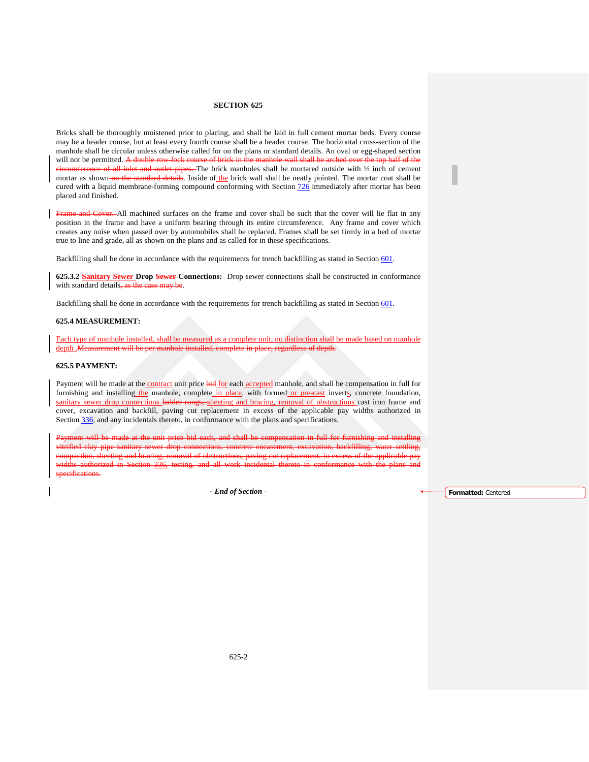## SECTION 625

Bricks shall be thoroughly moistened prior to placing, and shall be laid in full cement mortar beds. Every course may be a header course, but at least every fourth course shall be a header course. The horizontal cross-section of the manhole shall be circular unless otherwise called for on the plans or standard details. An oval or egg-shaped section will not be permitted. ~~A double row-lock course of brick in the manhole wall shall be arched over the top half of the circumference of all inlet and outlet pipes.~~ The brick manholes shall be mortared outside with ½ inch of cement mortar as shown ~~on the standard details~~. Inside of the brick wall shall be neatly pointed. The mortar coat shall be cured with a liquid membrane-forming compound conforming with Section 726 immediately after mortar has been placed and finished.

~~Frame and Cover.~~ All machined surfaces on the frame and cover shall be such that the cover will lie flat in any position in the frame and have a uniform bearing through its entire circumference. Any frame and cover which creates any noise when passed over by automobiles shall be replaced. Frames shall be set firmly in a bed of mortar true to line and grade, all as shown on the plans and as called for in these specifications.

Backfilling shall be done in accordance with the requirements for trench backfilling as stated in Section 601.

**625.3.2 Sanitary Sewer Drop ~~Sewer~~ Connections:** Drop sewer connections shall be constructed in conformance with standard details~~, as the case may be~~.

Backfilling shall be done in accordance with the requirements for trench backfilling as stated in Section 601.

### 625.4 MEASUREMENT:

Each type of manhole installed, shall be measured as a complete unit, no distinction shall be made based on manhole depth .~~Measurement will be per manhole installed, complete in place, regardless of depth.~~

### 625.5 PAYMENT:

Payment will be made at the contract unit price ~~bid~~ for each accepted manhole, and shall be compensation in full for furnishing and installing the manhole, complete in place, with formed or pre-cast inverts, concrete foundation, sanitary sewer drop connections ~~ladder rungs,~~ sheeting and bracing, removal of obstructions cast iron frame and cover, excavation and backfill, paving cut replacement in excess of the applicable pay widths authorized in Section 336, and any incidentals thereto, in conformance with the plans and specifications.

~~Payment will be made at the unit price bid each, and shall be compensation in full for furnishing and installing vitrified clay pipe sanitary sewer drop connections, concrete encasement, excavation, backfilling, water settling, compaction, sheeting and bracing, removal of obstructions, paving cut replacement, in excess of the applicable pay widths authorized in Section 336, testing, and all work incidental thereto in conformance with the plans and specifications.~~

*- End of Section -*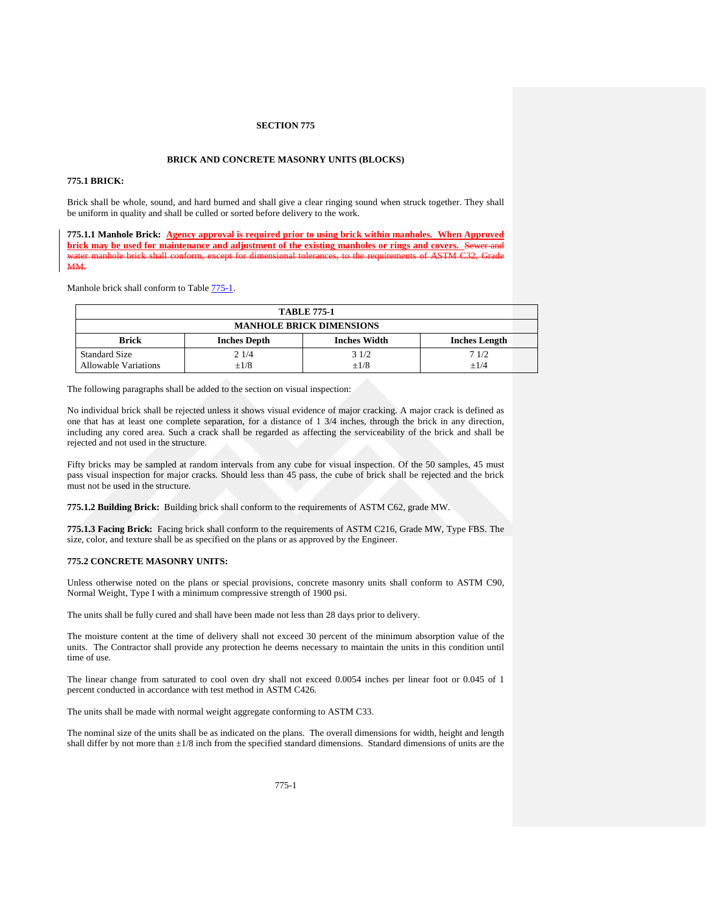# SECTION 775

## BRICK AND CONCRETE MASONRY UNITS (BLOCKS)

### 775.1 BRICK:

Brick shall be whole, sound, and hard burned and shall give a clear ringing sound when struck together. They shall be uniform in quality and shall be culled or sorted before delivery to the work.

**775.1.1 Manhole Brick:** **Agency approval is required prior to using brick within manholes. When Approved brick may be used for maintenance and adjustment of the existing manholes or rings and covers.** ~~Sewer and water manhole brick shall conform, except for dimensional tolerances, to the requirements of ASTM C32, Grade MM.~~

Manhole brick shall conform to Table 775-1.

| TABLE 775-1 | | | |
|---|---|---|---|
| **MANHOLE BRICK DIMENSIONS** | | | |
| **Brick** | **Inches Depth** | **Inches Width** | **Inches Length** |
| Standard Size | 2 1/4 | 3 1/2 | 7 1/2 |
| Allowable Variations | ±1/8 | ±1/8 | ±1/4 |

The following paragraphs shall be added to the section on visual inspection:

No individual brick shall be rejected unless it shows visual evidence of major cracking. A major crack is defined as one that has at least one complete separation, for a distance of 1 3/4 inches, through the brick in any direction, including any cored area. Such a crack shall be regarded as affecting the serviceability of the brick and shall be rejected and not used in the structure.

Fifty bricks may be sampled at random intervals from any cube for visual inspection. Of the 50 samples, 45 must pass visual inspection for major cracks. Should less than 45 pass, the cube of brick shall be rejected and the brick must not be used in the structure.

**775.1.2 Building Brick:** Building brick shall conform to the requirements of ASTM C62, grade MW.

**775.1.3 Facing Brick:** Facing brick shall conform to the requirements of ASTM C216, Grade MW, Type FBS. The size, color, and texture shall be as specified on the plans or as approved by the Engineer.

### 775.2 CONCRETE MASONRY UNITS:

Unless otherwise noted on the plans or special provisions, concrete masonry units shall conform to ASTM C90, Normal Weight, Type I with a minimum compressive strength of 1900 psi.

The units shall be fully cured and shall have been made not less than 28 days prior to delivery.

The moisture content at the time of delivery shall not exceed 30 percent of the minimum absorption value of the units. The Contractor shall provide any protection he deems necessary to maintain the units in this condition until time of use.

The linear change from saturated to cool oven dry shall not exceed 0.0054 inches per linear foot or 0.045 of 1 percent conducted in accordance with test method in ASTM C426.

The units shall be made with normal weight aggregate conforming to ASTM C33.

The nominal size of the units shall be as indicated on the plans. The overall dimensions for width, height and length shall differ by not more than ±1/8 inch from the specified standard dimensions. Standard dimensions of units are the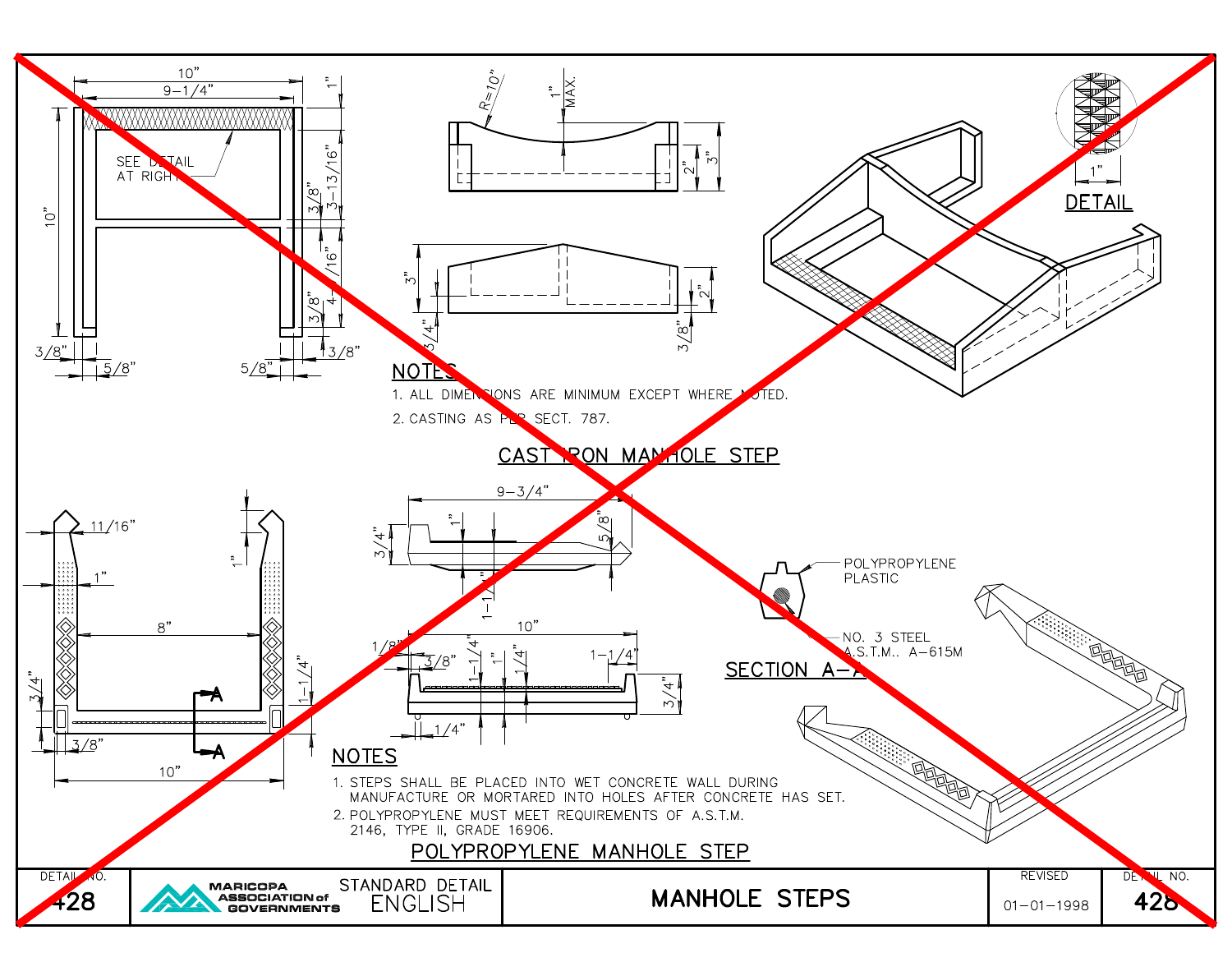## CAST IRON MANHOLE STEP

SEE DETAIL AT RIGHT

DETAIL

NOTES

1. ALL DIMENSIONS ARE MINIMUM EXCEPT WHERE NOTED.
2. CASTING AS PER SECT. 787.

## POLYPROPYLENE MANHOLE STEP

POLYPROPYLENE PLASTIC

NO. 3 STEEL A.S.T.M.. A-615M

SECTION A-A

NOTES

1. STEPS SHALL BE PLACED INTO WET CONCRETE WALL DURING MANUFACTURE OR MORTARED INTO HOLES AFTER CONCRETE HAS SET.
2. POLYPROPYLENE MUST MEET REQUIREMENTS OF A.S.T.M. 2146, TYPE II, GRADE 16906.

| DETAIL NO. | | | | REVISED | DETAIL NO. |
|---|---|---|---|---|---|
| 428 | MARICOPA ASSOCIATION of GOVERNMENTS | STANDARD DETAIL ENGLISH | MANHOLE STEPS | 01-01-1998 | 428 |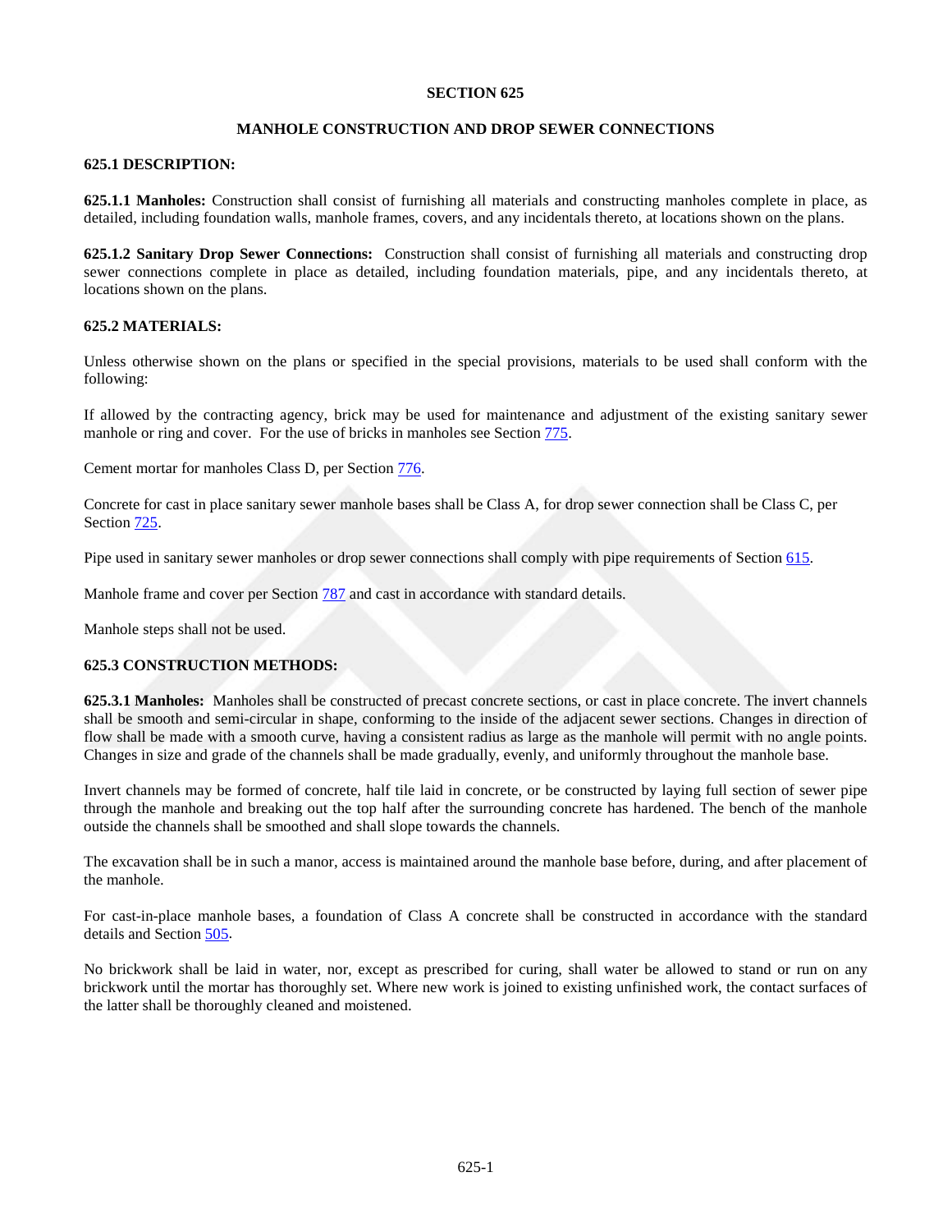# SECTION 625

## MANHOLE CONSTRUCTION AND DROP SEWER CONNECTIONS

### 625.1 DESCRIPTION:

**625.1.1 Manholes:** Construction shall consist of furnishing all materials and constructing manholes complete in place, as detailed, including foundation walls, manhole frames, covers, and any incidentals thereto, at locations shown on the plans.

**625.1.2 Sanitary Drop Sewer Connections:** Construction shall consist of furnishing all materials and constructing drop sewer connections complete in place as detailed, including foundation materials, pipe, and any incidentals thereto, at locations shown on the plans.

### 625.2 MATERIALS:

Unless otherwise shown on the plans or specified in the special provisions, materials to be used shall conform with the following:

If allowed by the contracting agency, brick may be used for maintenance and adjustment of the existing sanitary sewer manhole or ring and cover. For the use of bricks in manholes see Section 775.

Cement mortar for manholes Class D, per Section 776.

Concrete for cast in place sanitary sewer manhole bases shall be Class A, for drop sewer connection shall be Class C, per Section 725.

Pipe used in sanitary sewer manholes or drop sewer connections shall comply with pipe requirements of Section 615.

Manhole frame and cover per Section 787 and cast in accordance with standard details.

Manhole steps shall not be used.

### 625.3 CONSTRUCTION METHODS:

**625.3.1 Manholes:** Manholes shall be constructed of precast concrete sections, or cast in place concrete. The invert channels shall be smooth and semi-circular in shape, conforming to the inside of the adjacent sewer sections. Changes in direction of flow shall be made with a smooth curve, having a consistent radius as large as the manhole will permit with no angle points. Changes in size and grade of the channels shall be made gradually, evenly, and uniformly throughout the manhole base.

Invert channels may be formed of concrete, half tile laid in concrete, or be constructed by laying full section of sewer pipe through the manhole and breaking out the top half after the surrounding concrete has hardened. The bench of the manhole outside the channels shall be smoothed and shall slope towards the channels.

The excavation shall be in such a manor, access is maintained around the manhole base before, during, and after placement of the manhole.

For cast-in-place manhole bases, a foundation of Class A concrete shall be constructed in accordance with the standard details and Section 505.

No brickwork shall be laid in water, nor, except as prescribed for curing, shall water be allowed to stand or run on any brickwork until the mortar has thoroughly set. Where new work is joined to existing unfinished work, the contact surfaces of the latter shall be thoroughly cleaned and moistened.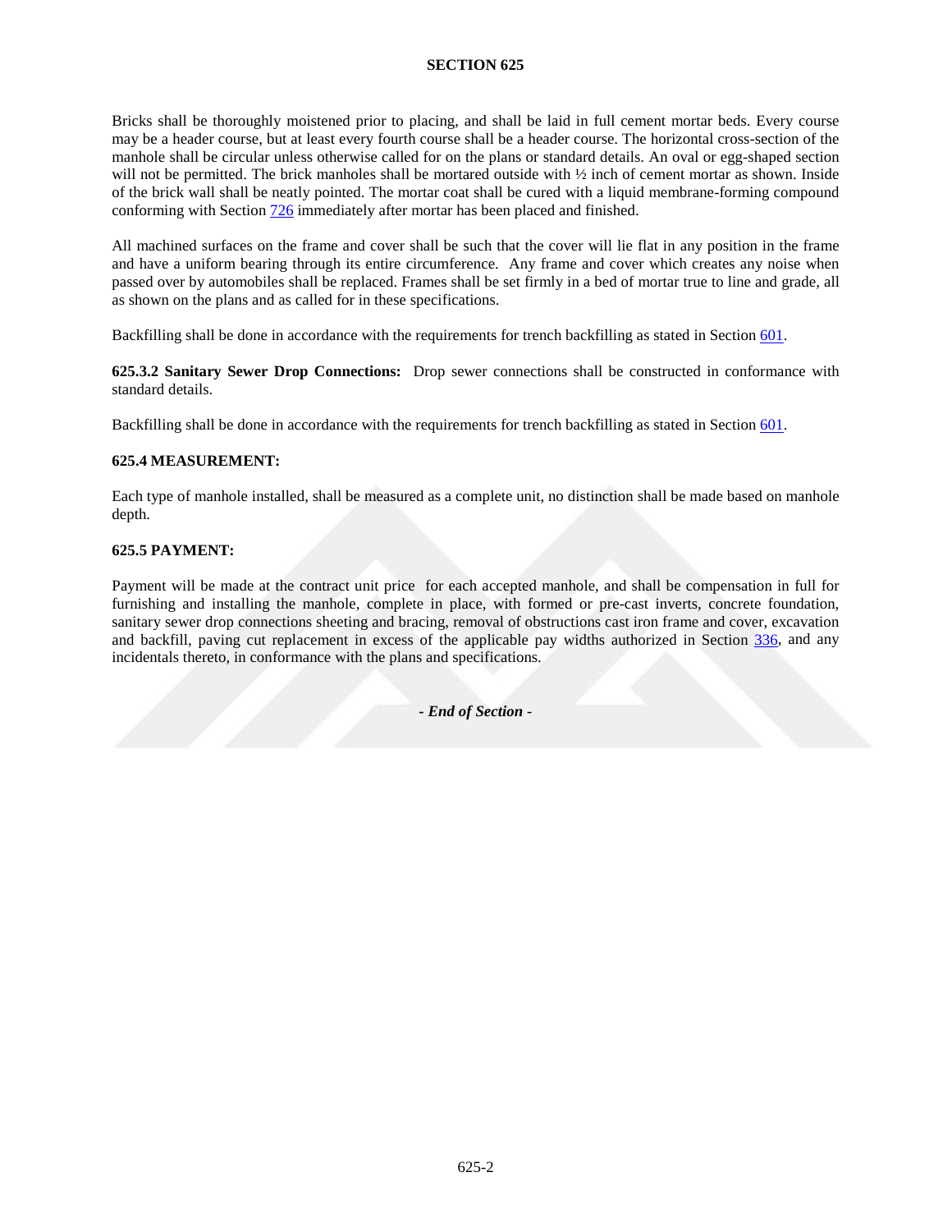Bricks shall be thoroughly moistened prior to placing, and shall be laid in full cement mortar beds. Every course may be a header course, but at least every fourth course shall be a header course. The horizontal cross-section of the manhole shall be circular unless otherwise called for on the plans or standard details. An oval or egg-shaped section will not be permitted. The brick manholes shall be mortared outside with ½ inch of cement mortar as shown. Inside of the brick wall shall be neatly pointed. The mortar coat shall be cured with a liquid membrane-forming compound conforming with Section 726 immediately after mortar has been placed and finished.

All machined surfaces on the frame and cover shall be such that the cover will lie flat in any position in the frame and have a uniform bearing through its entire circumference. Any frame and cover which creates any noise when passed over by automobiles shall be replaced. Frames shall be set firmly in a bed of mortar true to line and grade, all as shown on the plans and as called for in these specifications.

Backfilling shall be done in accordance with the requirements for trench backfilling as stated in Section 601.

**625.3.2 Sanitary Sewer Drop Connections:** Drop sewer connections shall be constructed in conformance with standard details.

Backfilling shall be done in accordance with the requirements for trench backfilling as stated in Section 601.

## 625.4 MEASUREMENT:

Each type of manhole installed, shall be measured as a complete unit, no distinction shall be made based on manhole depth.

## 625.5 PAYMENT:

Payment will be made at the contract unit price for each accepted manhole, and shall be compensation in full for furnishing and installing the manhole, complete in place, with formed or pre-cast inverts, concrete foundation, sanitary sewer drop connections sheeting and bracing, removal of obstructions cast iron frame and cover, excavation and backfill, paving cut replacement in excess of the applicable pay widths authorized in Section 336, and any incidentals thereto, in conformance with the plans and specifications.

- *End of Section* -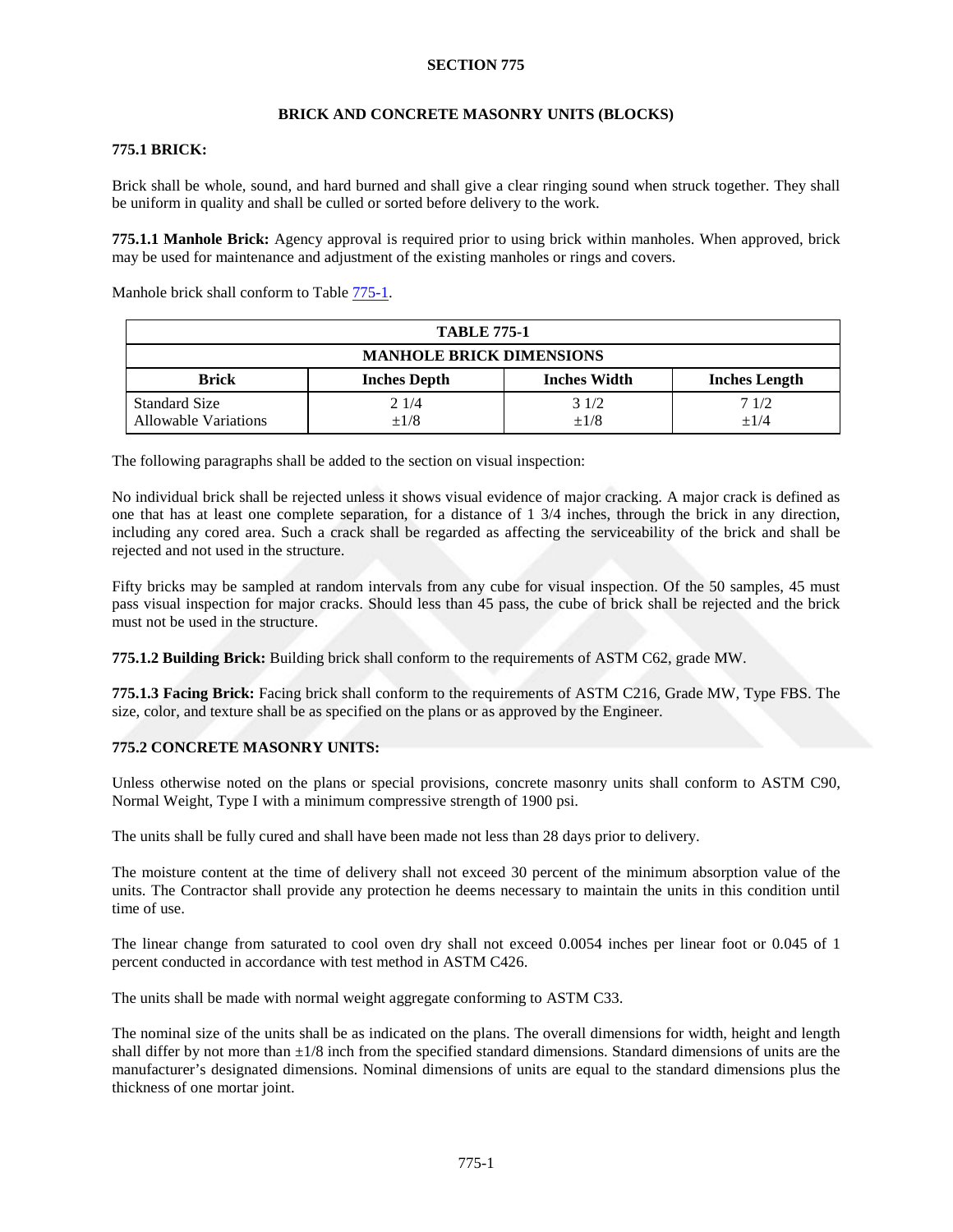# SECTION 775

## BRICK AND CONCRETE MASONRY UNITS (BLOCKS)

### 775.1 BRICK:

Brick shall be whole, sound, and hard burned and shall give a clear ringing sound when struck together. They shall be uniform in quality and shall be culled or sorted before delivery to the work.

**775.1.1 Manhole Brick:** Agency approval is required prior to using brick within manholes. When approved, brick may be used for maintenance and adjustment of the existing manholes or rings and covers.

Manhole brick shall conform to Table 775-1.

| TABLE 775-1 | | | |
|---|---|---|---|
| **MANHOLE BRICK DIMENSIONS** | | | |
| **Brick** | **Inches Depth** | **Inches Width** | **Inches Length** |
| Standard Size<br>Allowable Variations | 2 1/4<br>±1/8 | 3 1/2<br>±1/8 | 7 1/2<br>±1/4 |

The following paragraphs shall be added to the section on visual inspection:

No individual brick shall be rejected unless it shows visual evidence of major cracking. A major crack is defined as one that has at least one complete separation, for a distance of 1 3/4 inches, through the brick in any direction, including any cored area. Such a crack shall be regarded as affecting the serviceability of the brick and shall be rejected and not used in the structure.

Fifty bricks may be sampled at random intervals from any cube for visual inspection. Of the 50 samples, 45 must pass visual inspection for major cracks. Should less than 45 pass, the cube of brick shall be rejected and the brick must not be used in the structure.

**775.1.2 Building Brick:** Building brick shall conform to the requirements of ASTM C62, grade MW.

**775.1.3 Facing Brick:** Facing brick shall conform to the requirements of ASTM C216, Grade MW, Type FBS. The size, color, and texture shall be as specified on the plans or as approved by the Engineer.

### 775.2 CONCRETE MASONRY UNITS:

Unless otherwise noted on the plans or special provisions, concrete masonry units shall conform to ASTM C90, Normal Weight, Type I with a minimum compressive strength of 1900 psi.

The units shall be fully cured and shall have been made not less than 28 days prior to delivery.

The moisture content at the time of delivery shall not exceed 30 percent of the minimum absorption value of the units. The Contractor shall provide any protection he deems necessary to maintain the units in this condition until time of use.

The linear change from saturated to cool oven dry shall not exceed 0.0054 inches per linear foot or 0.045 of 1 percent conducted in accordance with test method in ASTM C426.

The units shall be made with normal weight aggregate conforming to ASTM C33.

The nominal size of the units shall be as indicated on the plans. The overall dimensions for width, height and length shall differ by not more than ±1/8 inch from the specified standard dimensions. Standard dimensions of units are the manufacturer's designated dimensions. Nominal dimensions of units are equal to the standard dimensions plus the thickness of one mortar joint.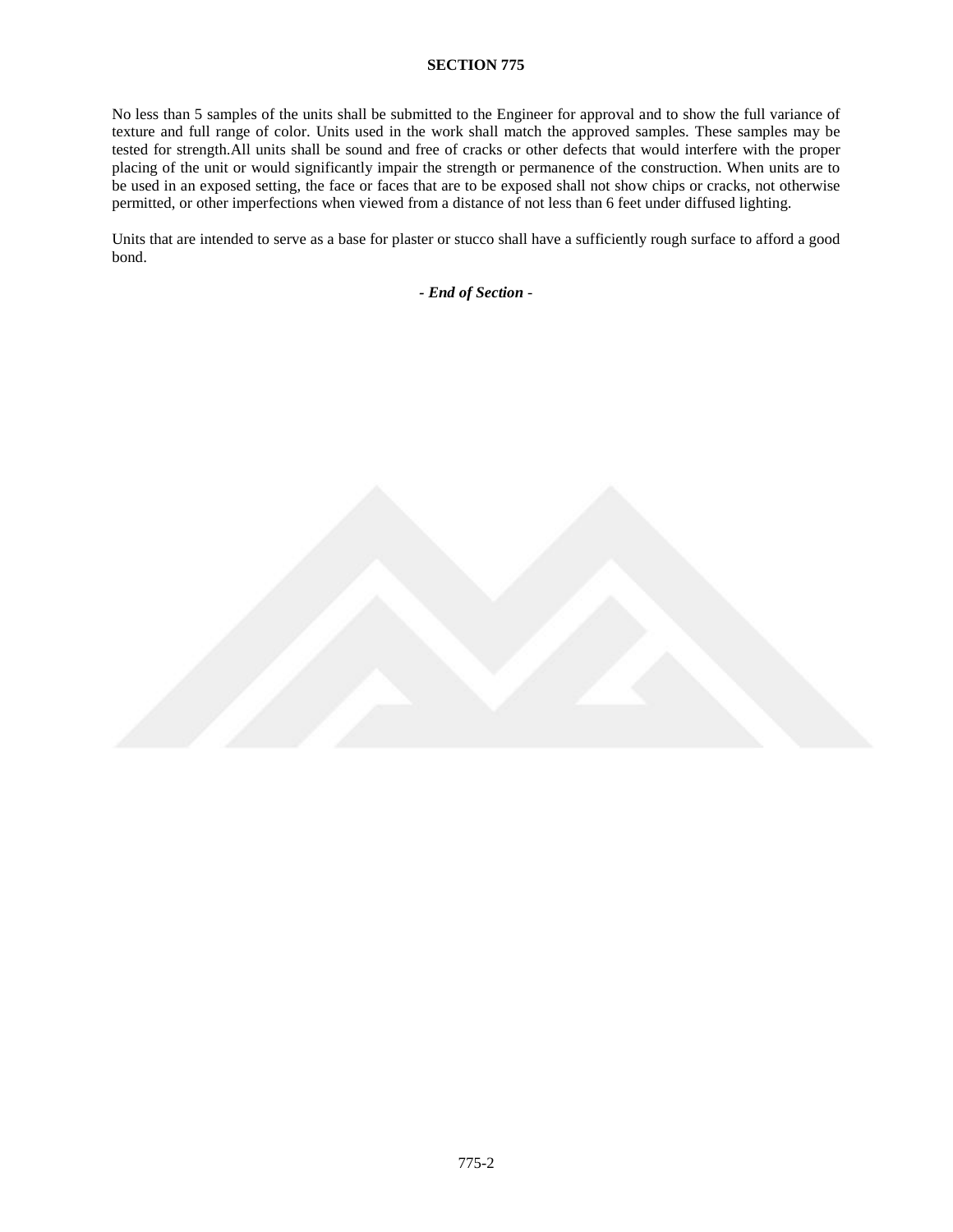No less than 5 samples of the units shall be submitted to the Engineer for approval and to show the full variance of texture and full range of color. Units used in the work shall match the approved samples. These samples may be tested for strength.All units shall be sound and free of cracks or other defects that would interfere with the proper placing of the unit or would significantly impair the strength or permanence of the construction. When units are to be used in an exposed setting, the face or faces that are to be exposed shall not show chips or cracks, not otherwise permitted, or other imperfections when viewed from a distance of not less than 6 feet under diffused lighting.

Units that are intended to serve as a base for plaster or stucco shall have a sufficiently rough surface to afford a good bond.

**- *End of Section* -**